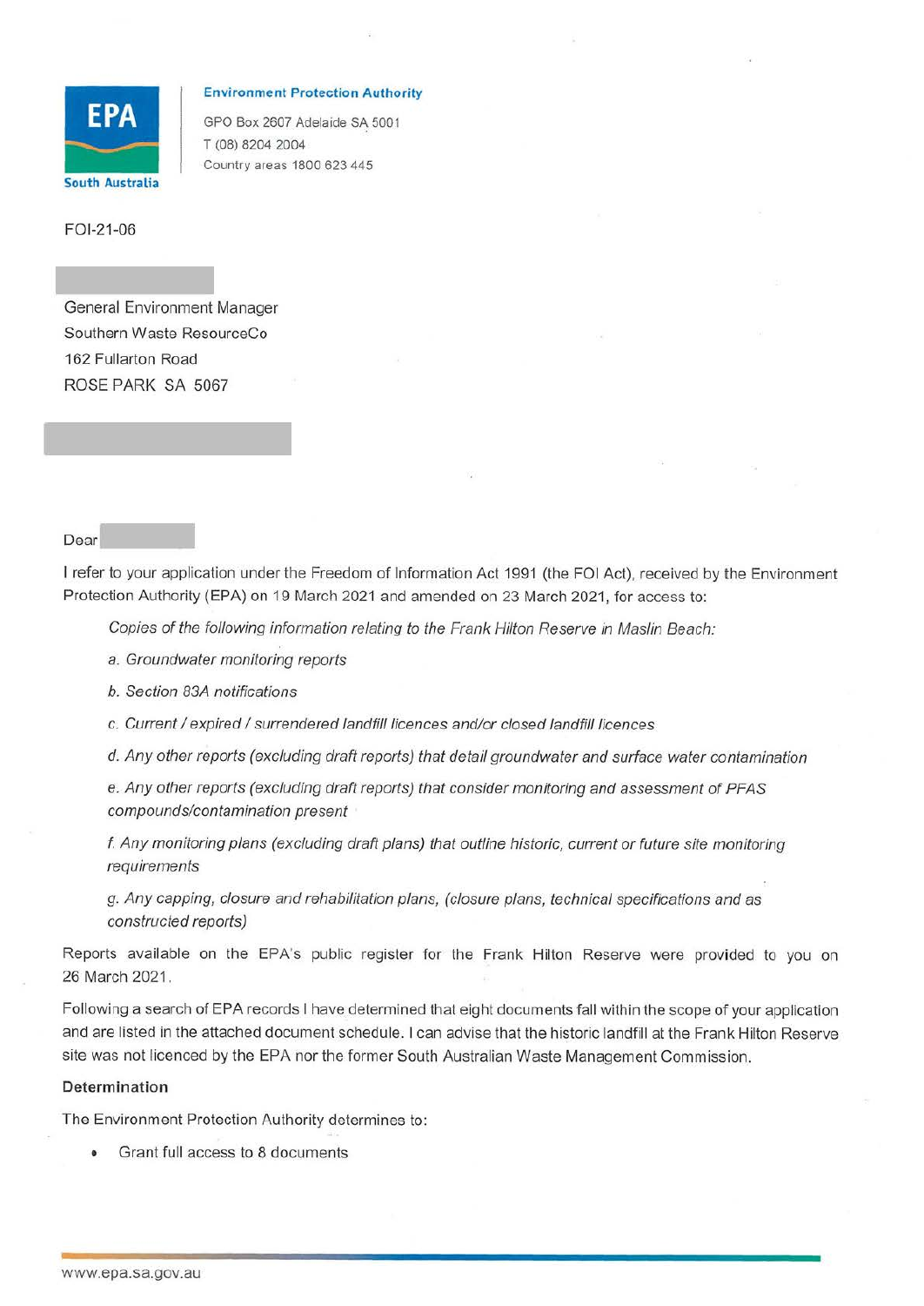**Environment Protection Authority**
GPO Box 2607 Adelaide SA 5001
T (08) 8204 2004
Country areas 1800 623 445

FOI-21-06

General Environment Manager
Southern Waste ResourceCo
162 Fullarton Road
ROSE PARK SA 5067

Dear

I refer to your application under the Freedom of Information Act 1991 (the FOI Act), received by the Environment Protection Authority (EPA) on 19 March 2021 and amended on 23 March 2021, for access to:

> *Copies of the following information relating to the Frank Hilton Reserve in Maslin Beach:*
>
> *a. Groundwater monitoring reports*
>
> *b. Section 83A notifications*
>
> *c. Current / expired / surrendered landfill licences and/or closed landfill licences*
>
> *d. Any other reports (excluding draft reports) that detail groundwater and surface water contamination*
>
> *e. Any other reports (excluding draft reports) that consider monitoring and assessment of PFAS compounds/contamination present*
>
> *f. Any monitoring plans (excluding draft plans) that outline historic, current or future site monitoring requirements*
>
> *g. Any capping, closure and rehabilitation plans, (closure plans, technical specifications and as constructed reports)*

Reports available on the EPA's public register for the Frank Hilton Reserve were provided to you on 26 March 2021.

Following a search of EPA records I have determined that eight documents fall within the scope of your application and are listed in the attached document schedule. I can advise that the historic landfill at the Frank Hilton Reserve site was not licenced by the EPA nor the former South Australian Waste Management Commission.

**Determination**

The Environment Protection Authority determines to:

- Grant full access to 8 documents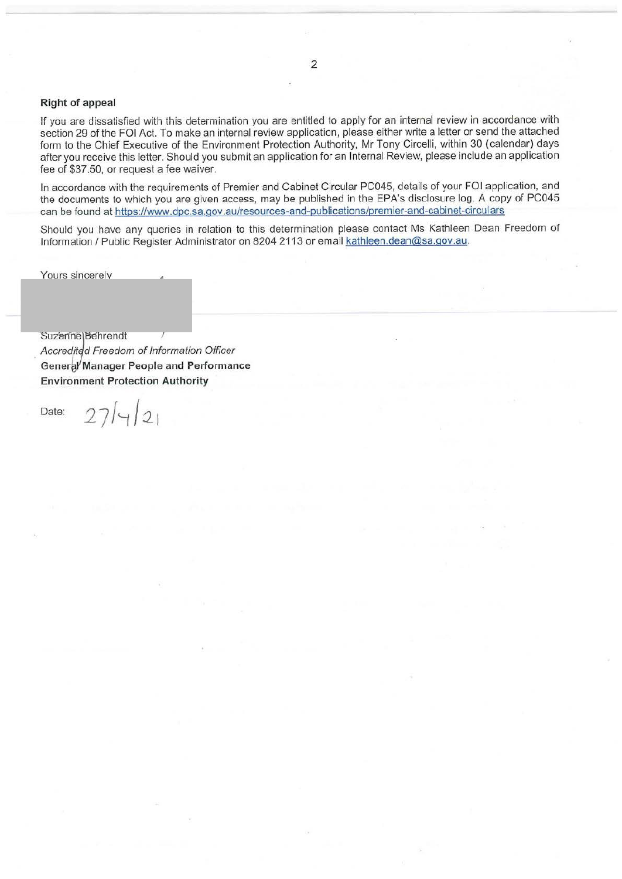**Right of appeal**

If you are dissatisfied with this determination you are entitled to apply for an internal review in accordance with section 29 of the FOI Act. To make an internal review application, please either write a letter or send the attached form to the Chief Executive of the Environment Protection Authority, Mr Tony Circelli, within 30 (calendar) days after you receive this letter. Should you submit an application for an Internal Review, please include an application fee of $37.50, or request a fee waiver.

In accordance with the requirements of Premier and Cabinet Circular PC045, details of your FOI application, and the documents to which you are given access, may be published in the EPA's disclosure log. A copy of PC045 can be found at https://www.dpc.sa.gov.au/resources-and-publications/premier-and-cabinet-circulars

Should you have any queries in relation to this determination please contact Ms Kathleen Dean Freedom of Information / Public Register Administrator on 8204 2113 or email kathleen.dean@sa.gov.au.

Yours sincerely

Suzanne Behrendt
*Accredited Freedom of Information Officer*
**General Manager People and Performance**
**Environment Protection Authority**

Date: 27/4/21